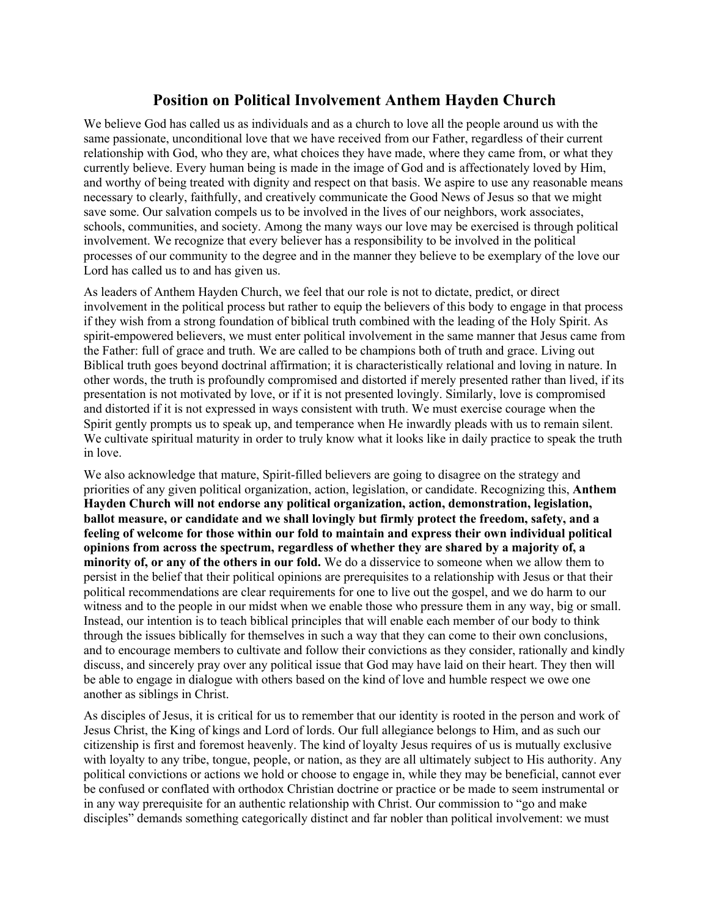# Position on Political Involvement Anthem Hayden Church

We believe God has called us as individuals and as a church to love all the people around us with the same passionate, unconditional love that we have received from our Father, regardless of their current relationship with God, who they are, what choices they have made, where they came from, or what they currently believe. Every human being is made in the image of God and is affectionately loved by Him, and worthy of being treated with dignity and respect on that basis. We aspire to use any reasonable means necessary to clearly, faithfully, and creatively communicate the Good News of Jesus so that we might save some. Our salvation compels us to be involved in the lives of our neighbors, work associates, schools, communities, and society. Among the many ways our love may be exercised is through political involvement. We recognize that every believer has a responsibility to be involved in the political processes of our community to the degree and in the manner they believe to be exemplary of the love our Lord has called us to and has given us.

As leaders of Anthem Hayden Church, we feel that our role is not to dictate, predict, or direct involvement in the political process but rather to equip the believers of this body to engage in that process if they wish from a strong foundation of biblical truth combined with the leading of the Holy Spirit. As spirit-empowered believers, we must enter political involvement in the same manner that Jesus came from the Father: full of grace and truth. We are called to be champions both of truth and grace. Living out Biblical truth goes beyond doctrinal affirmation; it is characteristically relational and loving in nature. In other words, the truth is profoundly compromised and distorted if merely presented rather than lived, if its presentation is not motivated by love, or if it is not presented lovingly. Similarly, love is compromised and distorted if it is not expressed in ways consistent with truth. We must exercise courage when the Spirit gently prompts us to speak up, and temperance when He inwardly pleads with us to remain silent. We cultivate spiritual maturity in order to truly know what it looks like in daily practice to speak the truth in love.

We also acknowledge that mature, Spirit-filled believers are going to disagree on the strategy and priorities of any given political organization, action, legislation, or candidate. Recognizing this, **Anthem Hayden Church will not endorse any political organization, action, demonstration, legislation, ballot measure, or candidate and we shall lovingly but firmly protect the freedom, safety, and a feeling of welcome for those within our fold to maintain and express their own individual political opinions from across the spectrum, regardless of whether they are shared by a majority of, a minority of, or any of the others in our fold.** We do a disservice to someone when we allow them to persist in the belief that their political opinions are prerequisites to a relationship with Jesus or that their political recommendations are clear requirements for one to live out the gospel, and we do harm to our witness and to the people in our midst when we enable those who pressure them in any way, big or small. Instead, our intention is to teach biblical principles that will enable each member of our body to think through the issues biblically for themselves in such a way that they can come to their own conclusions, and to encourage members to cultivate and follow their convictions as they consider, rationally and kindly discuss, and sincerely pray over any political issue that God may have laid on their heart. They then will be able to engage in dialogue with others based on the kind of love and humble respect we owe one another as siblings in Christ.

As disciples of Jesus, it is critical for us to remember that our identity is rooted in the person and work of Jesus Christ, the King of kings and Lord of lords. Our full allegiance belongs to Him, and as such our citizenship is first and foremost heavenly. The kind of loyalty Jesus requires of us is mutually exclusive with loyalty to any tribe, tongue, people, or nation, as they are all ultimately subject to His authority. Any political convictions or actions we hold or choose to engage in, while they may be beneficial, cannot ever be confused or conflated with orthodox Christian doctrine or practice or be made to seem instrumental or in any way prerequisite for an authentic relationship with Christ. Our commission to "go and make disciples" demands something categorically distinct and far nobler than political involvement: we must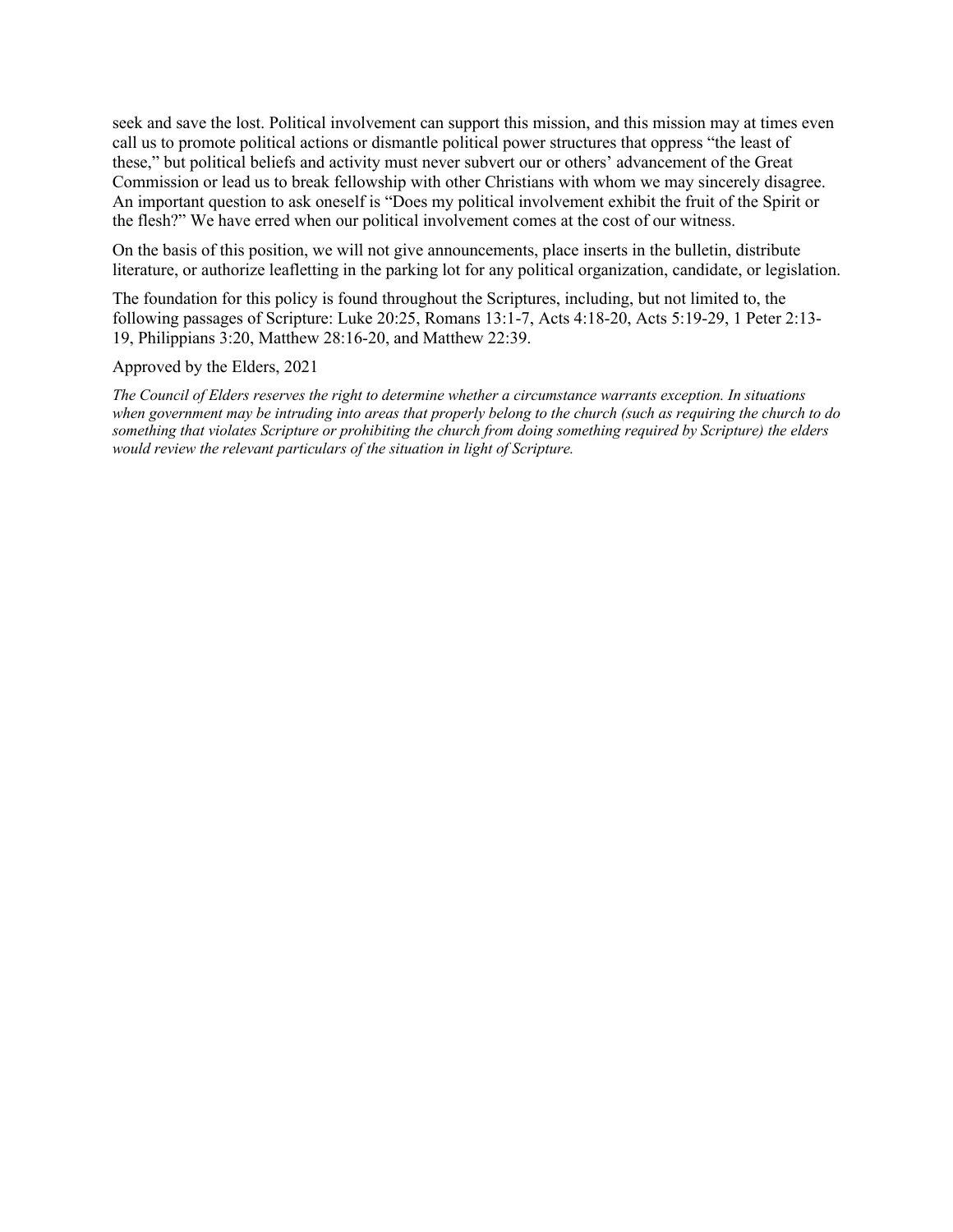seek and save the lost. Political involvement can support this mission, and this mission may at times even call us to promote political actions or dismantle political power structures that oppress "the least of these," but political beliefs and activity must never subvert our or others' advancement of the Great Commission or lead us to break fellowship with other Christians with whom we may sincerely disagree. An important question to ask oneself is "Does my political involvement exhibit the fruit of the Spirit or the flesh?" We have erred when our political involvement comes at the cost of our witness.

On the basis of this position, we will not give announcements, place inserts in the bulletin, distribute literature, or authorize leafletting in the parking lot for any political organization, candidate, or legislation.

The foundation for this policy is found throughout the Scriptures, including, but not limited to, the following passages of Scripture: Luke 20:25, Romans 13:1-7, Acts 4:18-20, Acts 5:19-29, 1 Peter 2:13-19, Philippians 3:20, Matthew 28:16-20, and Matthew 22:39.

Approved by the Elders, 2021

*The Council of Elders reserves the right to determine whether a circumstance warrants exception. In situations when government may be intruding into areas that properly belong to the church (such as requiring the church to do something that violates Scripture or prohibiting the church from doing something required by Scripture) the elders would review the relevant particulars of the situation in light of Scripture.*